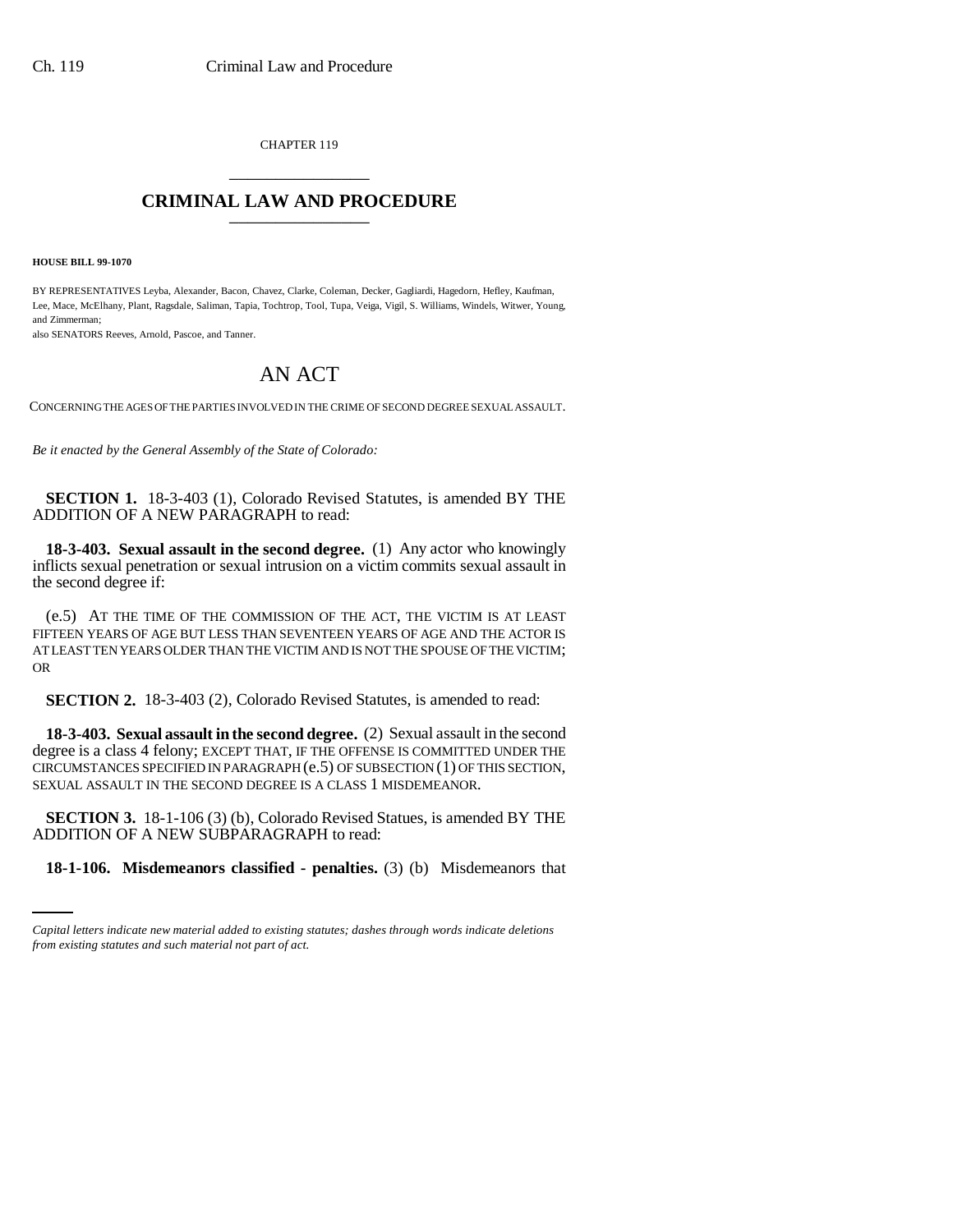CHAPTER 119

# CRIMINAL LAW AND PROCEDURE

**HOUSE BILL 99-1070**

BY REPRESENTATIVES Leyba, Alexander, Bacon, Chavez, Clarke, Coleman, Decker, Gagliardi, Hagedorn, Hefley, Kaufman, Lee, Mace, McElhany, Plant, Ragsdale, Saliman, Tapia, Tochtrop, Tool, Tupa, Veiga, Vigil, S. Williams, Windels, Witwer, Young, and Zimmerman;
also SENATORS Reeves, Arnold, Pascoe, and Tanner.

## AN ACT

CONCERNING THE AGES OF THE PARTIES INVOLVED IN THE CRIME OF SECOND DEGREE SEXUAL ASSAULT.

*Be it enacted by the General Assembly of the State of Colorado:*

**SECTION 1.** 18-3-403 (1), Colorado Revised Statutes, is amended BY THE ADDITION OF A NEW PARAGRAPH to read:

**18-3-403. Sexual assault in the second degree.** (1) Any actor who knowingly inflicts sexual penetration or sexual intrusion on a victim commits sexual assault in the second degree if:

(e.5) AT THE TIME OF THE COMMISSION OF THE ACT, THE VICTIM IS AT LEAST FIFTEEN YEARS OF AGE BUT LESS THAN SEVENTEEN YEARS OF AGE AND THE ACTOR IS AT LEAST TEN YEARS OLDER THAN THE VICTIM AND IS NOT THE SPOUSE OF THE VICTIM; OR

**SECTION 2.** 18-3-403 (2), Colorado Revised Statutes, is amended to read:

**18-3-403. Sexual assault in the second degree.** (2) Sexual assault in the second degree is a class 4 felony; EXCEPT THAT, IF THE OFFENSE IS COMMITTED UNDER THE CIRCUMSTANCES SPECIFIED IN PARAGRAPH (e.5) OF SUBSECTION (1) OF THIS SECTION, SEXUAL ASSAULT IN THE SECOND DEGREE IS A CLASS 1 MISDEMEANOR.

**SECTION 3.** 18-1-106 (3) (b), Colorado Revised Statues, is amended BY THE ADDITION OF A NEW SUBPARAGRAPH to read:

**18-1-106. Misdemeanors classified - penalties.** (3) (b) Misdemeanors that

*Capital letters indicate new material added to existing statutes; dashes through words indicate deletions from existing statutes and such material not part of act.*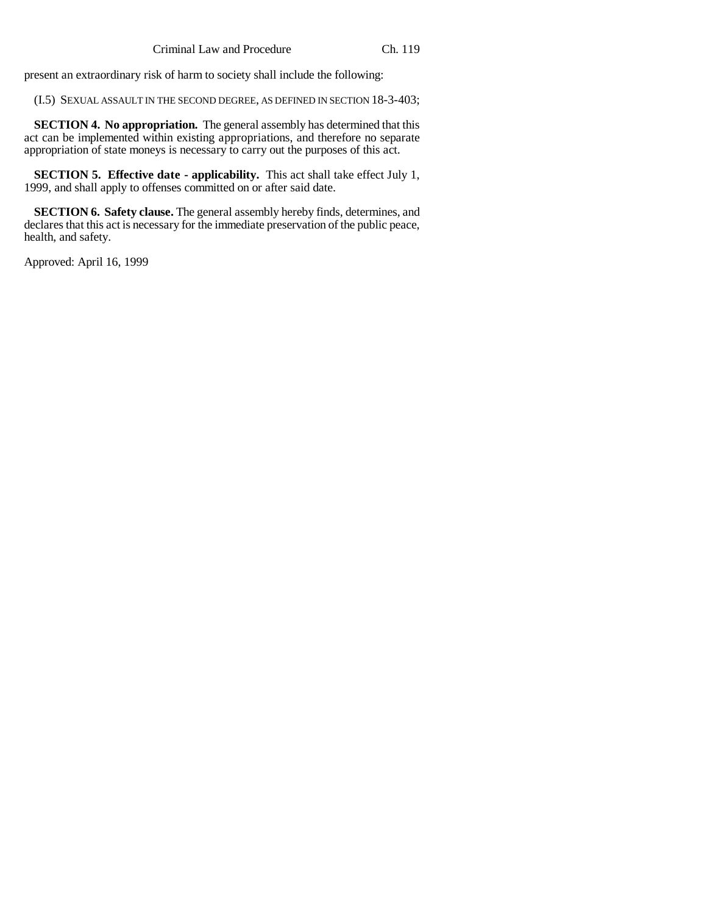present an extraordinary risk of harm to society shall include the following:

(I.5) SEXUAL ASSAULT IN THE SECOND DEGREE, AS DEFINED IN SECTION 18-3-403;

**SECTION 4. No appropriation.** The general assembly has determined that this act can be implemented within existing appropriations, and therefore no separate appropriation of state moneys is necessary to carry out the purposes of this act.

**SECTION 5. Effective date - applicability.** This act shall take effect July 1, 1999, and shall apply to offenses committed on or after said date.

**SECTION 6. Safety clause.** The general assembly hereby finds, determines, and declares that this act is necessary for the immediate preservation of the public peace, health, and safety.

Approved: April 16, 1999